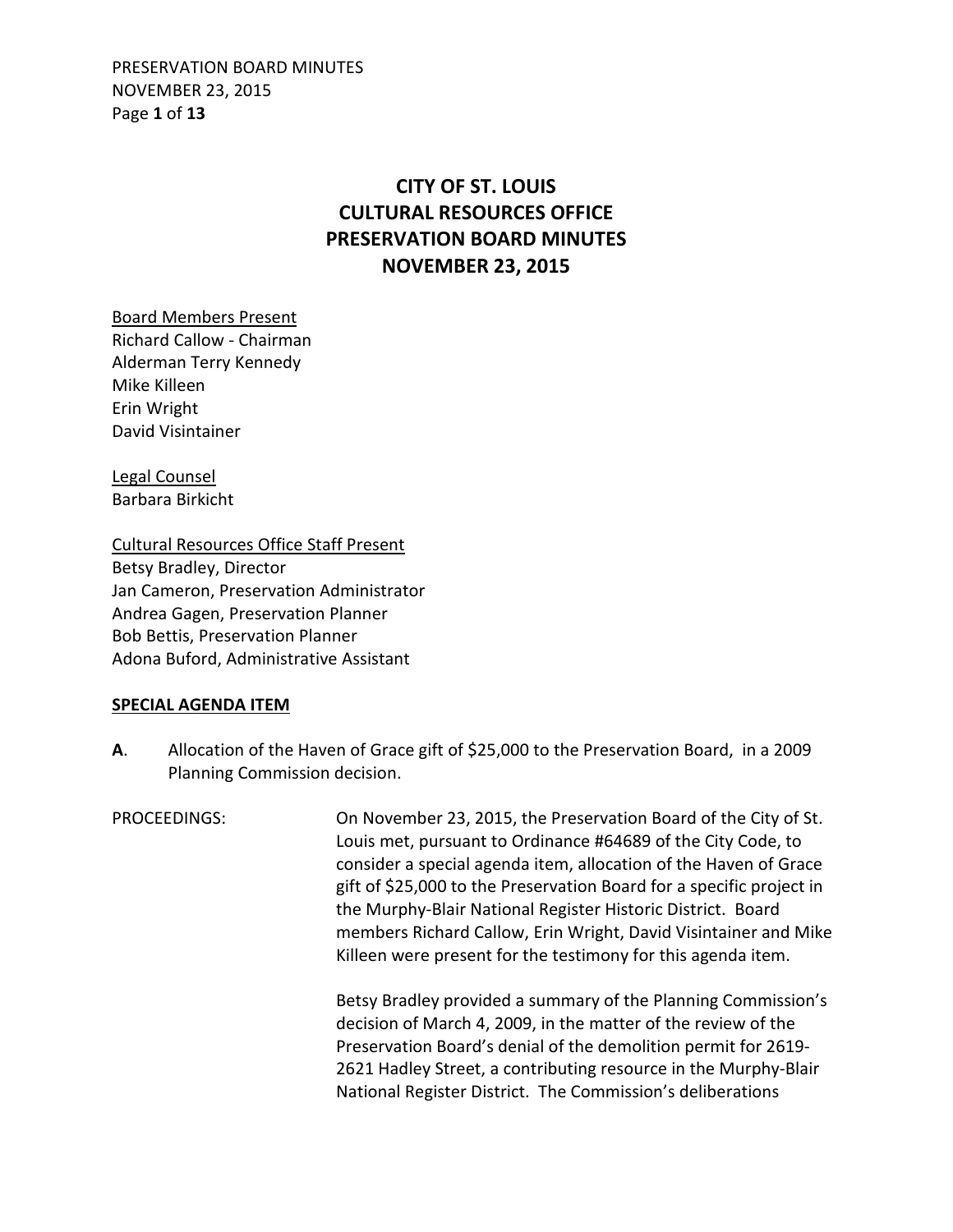# CITY OF ST. LOUIS
# CULTURAL RESOURCES OFFICE
# PRESERVATION BOARD MINUTES
# NOVEMBER 23, 2015

<u>Board Members Present</u>
Richard Callow - Chairman
Alderman Terry Kennedy
Mike Killeen
Erin Wright
David Visintainer

<u>Legal Counsel</u>
Barbara Birkicht

<u>Cultural Resources Office Staff Present</u>
Betsy Bradley, Director
Jan Cameron, Preservation Administrator
Andrea Gagen, Preservation Planner
Bob Bettis, Preservation Planner
Adona Buford, Administrative Assistant

**SPECIAL AGENDA ITEM**

**A**. Allocation of the Haven of Grace gift of $25,000 to the Preservation Board, in a 2009 Planning Commission decision.

PROCEEDINGS: On November 23, 2015, the Preservation Board of the City of St. Louis met, pursuant to Ordinance #64689 of the City Code, to consider a special agenda item, allocation of the Haven of Grace gift of $25,000 to the Preservation Board for a specific project in the Murphy-Blair National Register Historic District. Board members Richard Callow, Erin Wright, David Visintainer and Mike Killeen were present for the testimony for this agenda item.

Betsy Bradley provided a summary of the Planning Commission's decision of March 4, 2009, in the matter of the review of the Preservation Board's denial of the demolition permit for 2619-2621 Hadley Street, a contributing resource in the Murphy-Blair National Register District. The Commission's deliberations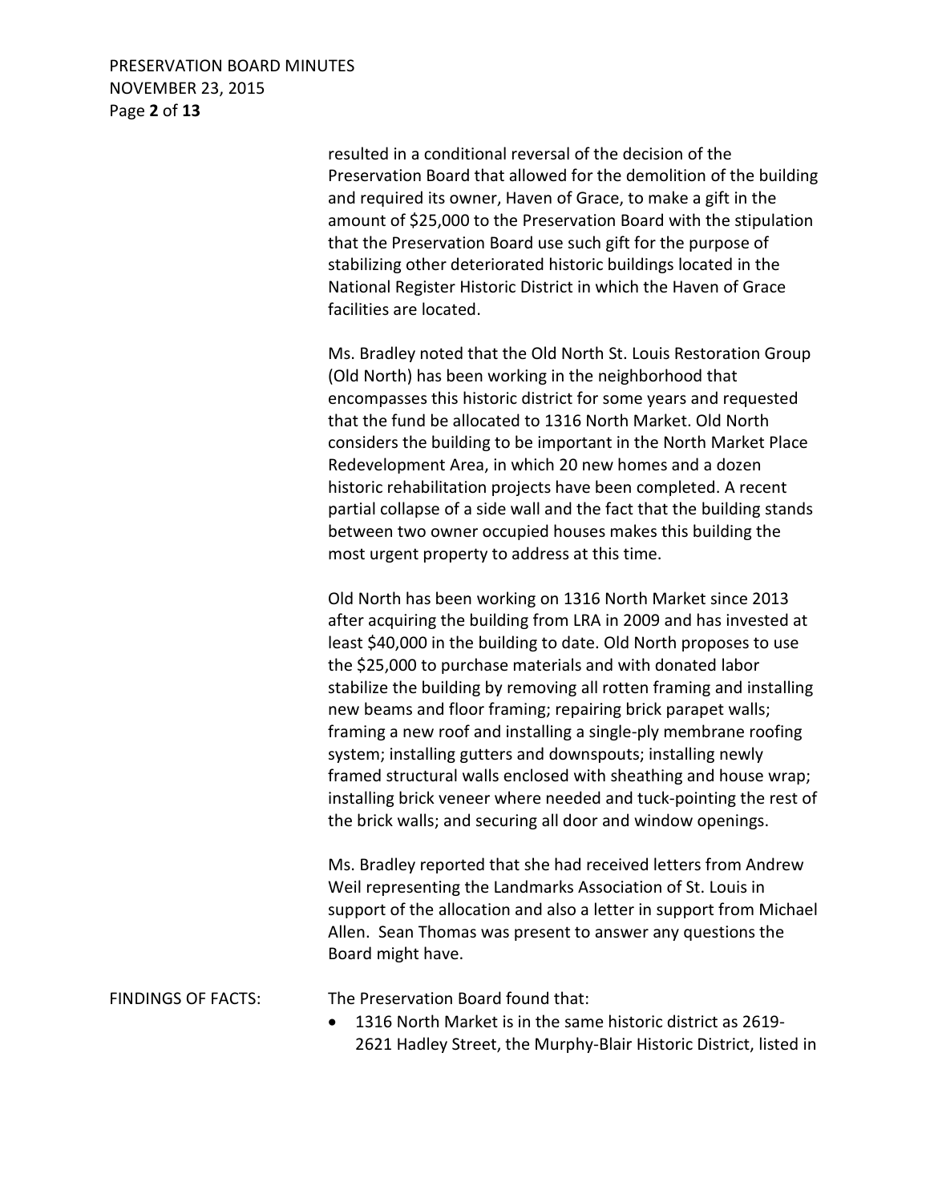resulted in a conditional reversal of the decision of the Preservation Board that allowed for the demolition of the building and required its owner, Haven of Grace, to make a gift in the amount of $25,000 to the Preservation Board with the stipulation that the Preservation Board use such gift for the purpose of stabilizing other deteriorated historic buildings located in the National Register Historic District in which the Haven of Grace facilities are located.

Ms. Bradley noted that the Old North St. Louis Restoration Group (Old North) has been working in the neighborhood that encompasses this historic district for some years and requested that the fund be allocated to 1316 North Market. Old North considers the building to be important in the North Market Place Redevelopment Area, in which 20 new homes and a dozen historic rehabilitation projects have been completed. A recent partial collapse of a side wall and the fact that the building stands between two owner occupied houses makes this building the most urgent property to address at this time.

Old North has been working on 1316 North Market since 2013 after acquiring the building from LRA in 2009 and has invested at least $40,000 in the building to date. Old North proposes to use the $25,000 to purchase materials and with donated labor stabilize the building by removing all rotten framing and installing new beams and floor framing; repairing brick parapet walls; framing a new roof and installing a single-ply membrane roofing system; installing gutters and downspouts; installing newly framed structural walls enclosed with sheathing and house wrap; installing brick veneer where needed and tuck-pointing the rest of the brick walls; and securing all door and window openings.

Ms. Bradley reported that she had received letters from Andrew Weil representing the Landmarks Association of St. Louis in support of the allocation and also a letter in support from Michael Allen. Sean Thomas was present to answer any questions the Board might have.

FINDINGS OF FACTS: The Preservation Board found that:

- 1316 North Market is in the same historic district as 2619-2621 Hadley Street, the Murphy-Blair Historic District, listed in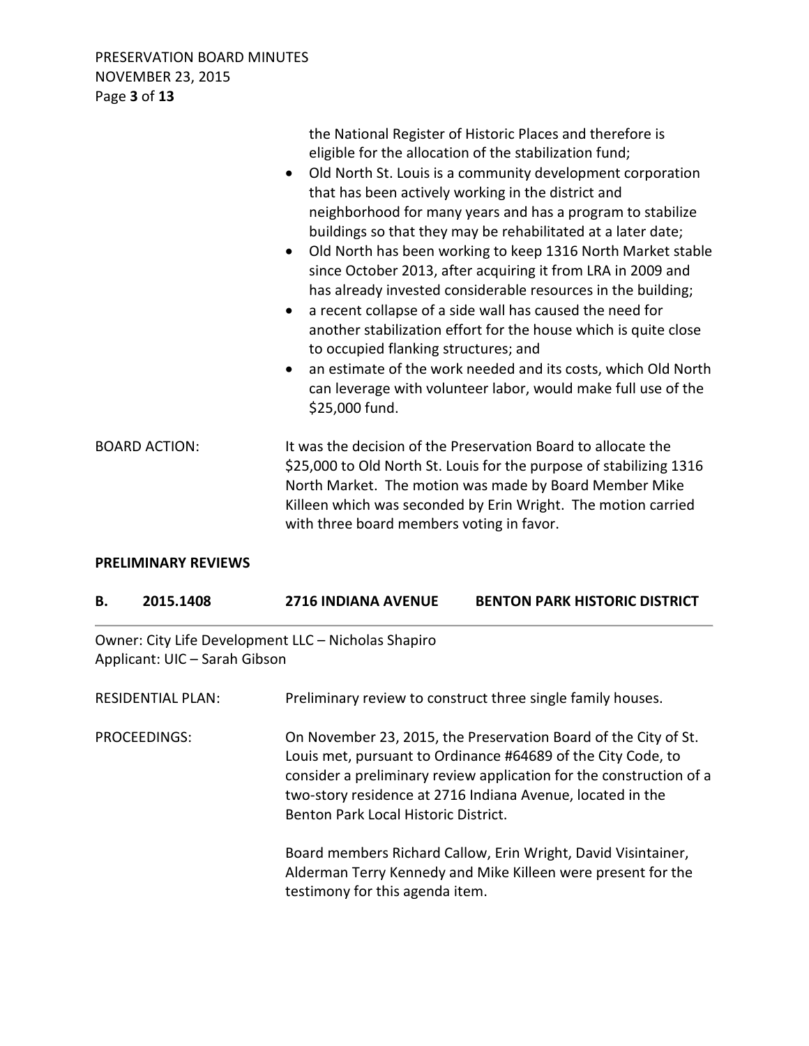the National Register of Historic Places and therefore is eligible for the allocation of the stabilization fund;

- Old North St. Louis is a community development corporation that has been actively working in the district and neighborhood for many years and has a program to stabilize buildings so that they may be rehabilitated at a later date;
- Old North has been working to keep 1316 North Market stable since October 2013, after acquiring it from LRA in 2009 and has already invested considerable resources in the building;
- a recent collapse of a side wall has caused the need for another stabilization effort for the house which is quite close to occupied flanking structures; and
- an estimate of the work needed and its costs, which Old North can leverage with volunteer labor, would make full use of the $25,000 fund.

BOARD ACTION: It was the decision of the Preservation Board to allocate the $25,000 to Old North St. Louis for the purpose of stabilizing 1316 North Market. The motion was made by Board Member Mike Killeen which was seconded by Erin Wright. The motion carried with three board members voting in favor.

**PRELIMINARY REVIEWS**

## B. 2015.1408 2716 INDIANA AVENUE BENTON PARK HISTORIC DISTRICT

Owner: City Life Development LLC – Nicholas Shapiro
Applicant: UIC – Sarah Gibson

RESIDENTIAL PLAN: Preliminary review to construct three single family houses.

PROCEEDINGS: On November 23, 2015, the Preservation Board of the City of St. Louis met, pursuant to Ordinance #64689 of the City Code, to consider a preliminary review application for the construction of a two-story residence at 2716 Indiana Avenue, located in the Benton Park Local Historic District.

Board members Richard Callow, Erin Wright, David Visintainer, Alderman Terry Kennedy and Mike Killeen were present for the testimony for this agenda item.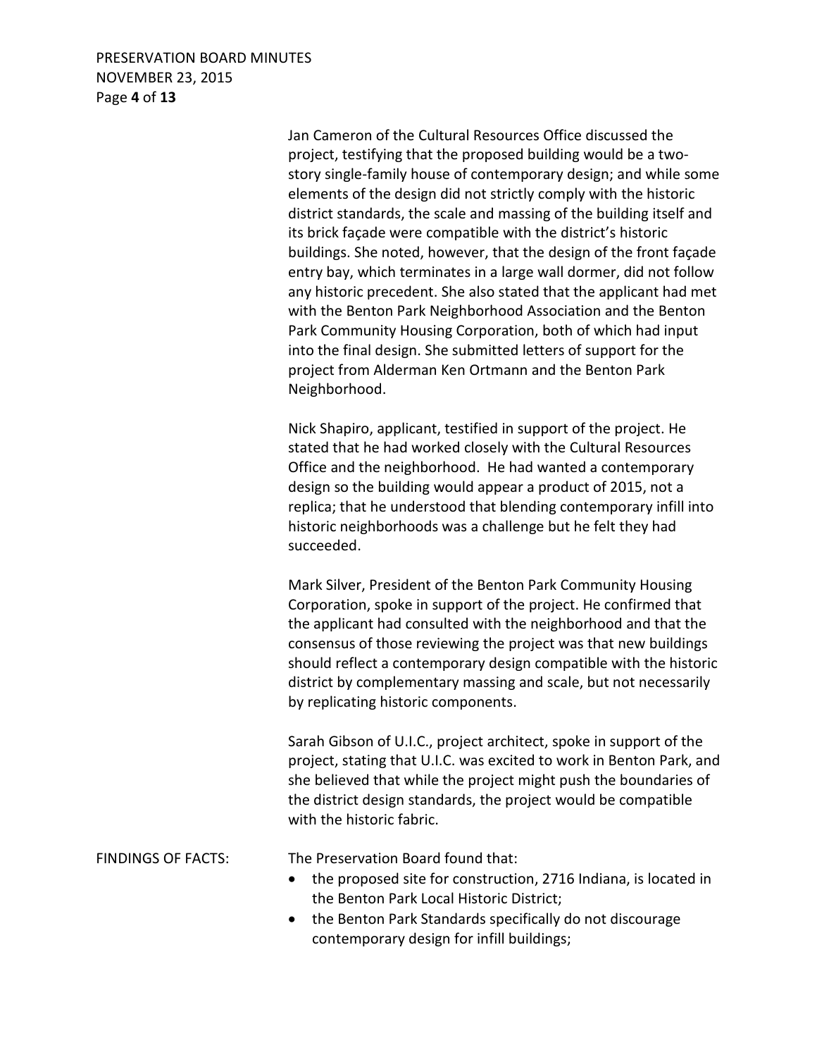Jan Cameron of the Cultural Resources Office discussed the project, testifying that the proposed building would be a two-story single-family house of contemporary design; and while some elements of the design did not strictly comply with the historic district standards, the scale and massing of the building itself and its brick façade were compatible with the district's historic buildings. She noted, however, that the design of the front façade entry bay, which terminates in a large wall dormer, did not follow any historic precedent. She also stated that the applicant had met with the Benton Park Neighborhood Association and the Benton Park Community Housing Corporation, both of which had input into the final design. She submitted letters of support for the project from Alderman Ken Ortmann and the Benton Park Neighborhood.

Nick Shapiro, applicant, testified in support of the project. He stated that he had worked closely with the Cultural Resources Office and the neighborhood. He had wanted a contemporary design so the building would appear a product of 2015, not a replica; that he understood that blending contemporary infill into historic neighborhoods was a challenge but he felt they had succeeded.

Mark Silver, President of the Benton Park Community Housing Corporation, spoke in support of the project. He confirmed that the applicant had consulted with the neighborhood and that the consensus of those reviewing the project was that new buildings should reflect a contemporary design compatible with the historic district by complementary massing and scale, but not necessarily by replicating historic components.

Sarah Gibson of U.I.C., project architect, spoke in support of the project, stating that U.I.C. was excited to work in Benton Park, and she believed that while the project might push the boundaries of the district design standards, the project would be compatible with the historic fabric.

FINDINGS OF FACTS: The Preservation Board found that:

- the proposed site for construction, 2716 Indiana, is located in the Benton Park Local Historic District;
- the Benton Park Standards specifically do not discourage contemporary design for infill buildings;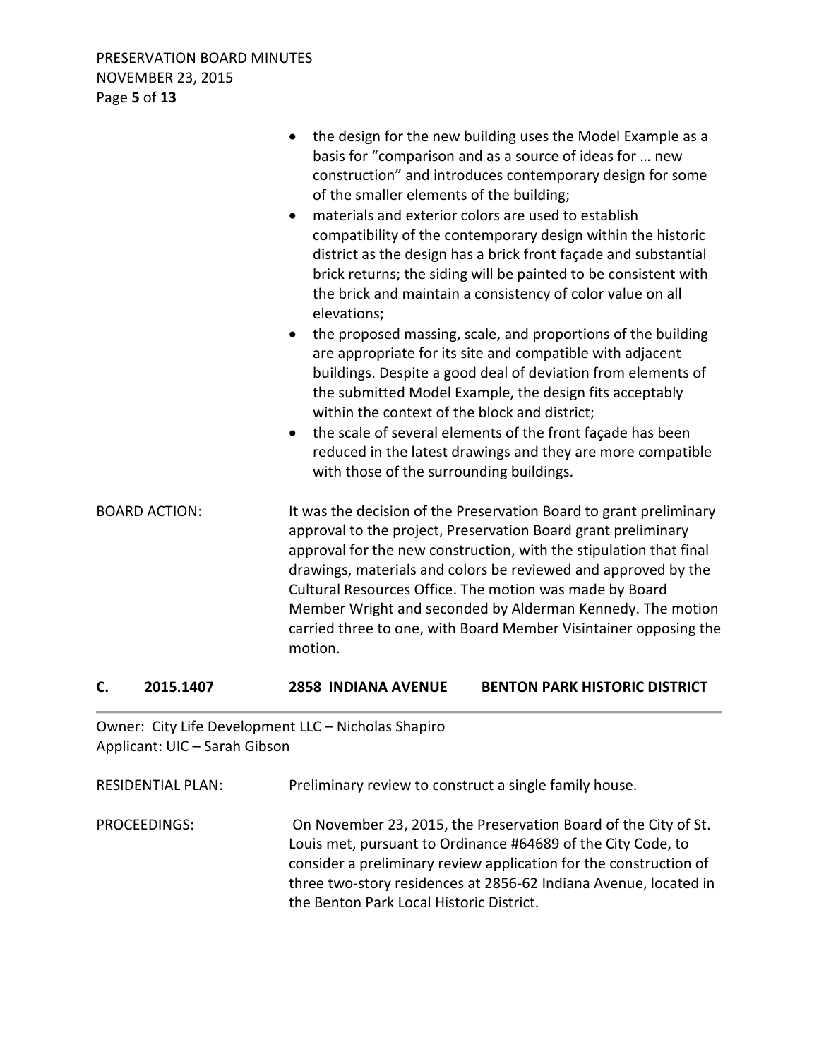- the design for the new building uses the Model Example as a basis for "comparison and as a source of ideas for … new construction" and introduces contemporary design for some of the smaller elements of the building;
- materials and exterior colors are used to establish compatibility of the contemporary design within the historic district as the design has a brick front façade and substantial brick returns; the siding will be painted to be consistent with the brick and maintain a consistency of color value on all elevations;
- the proposed massing, scale, and proportions of the building are appropriate for its site and compatible with adjacent buildings. Despite a good deal of deviation from elements of the submitted Model Example, the design fits acceptably within the context of the block and district;
- the scale of several elements of the front façade has been reduced in the latest drawings and they are more compatible with those of the surrounding buildings.

BOARD ACTION: It was the decision of the Preservation Board to grant preliminary approval to the project, Preservation Board grant preliminary approval for the new construction, with the stipulation that final drawings, materials and colors be reviewed and approved by the Cultural Resources Office. The motion was made by Board Member Wright and seconded by Alderman Kennedy. The motion carried three to one, with Board Member Visintainer opposing the motion.

## C. 2015.1407 2858 INDIANA AVENUE BENTON PARK HISTORIC DISTRICT

Owner: City Life Development LLC – Nicholas Shapiro
Applicant: UIC – Sarah Gibson

RESIDENTIAL PLAN: Preliminary review to construct a single family house.

PROCEEDINGS: On November 23, 2015, the Preservation Board of the City of St. Louis met, pursuant to Ordinance #64689 of the City Code, to consider a preliminary review application for the construction of three two-story residences at 2856-62 Indiana Avenue, located in the Benton Park Local Historic District.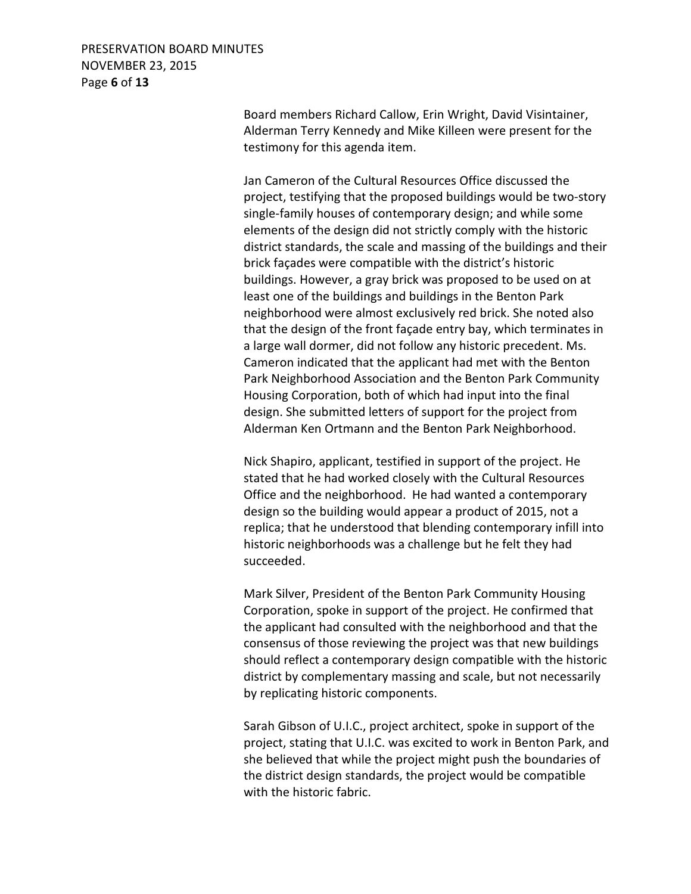Board members Richard Callow, Erin Wright, David Visintainer, Alderman Terry Kennedy and Mike Killeen were present for the testimony for this agenda item.

Jan Cameron of the Cultural Resources Office discussed the project, testifying that the proposed buildings would be two-story single-family houses of contemporary design; and while some elements of the design did not strictly comply with the historic district standards, the scale and massing of the buildings and their brick façades were compatible with the district's historic buildings. However, a gray brick was proposed to be used on at least one of the buildings and buildings in the Benton Park neighborhood were almost exclusively red brick. She noted also that the design of the front façade entry bay, which terminates in a large wall dormer, did not follow any historic precedent. Ms. Cameron indicated that the applicant had met with the Benton Park Neighborhood Association and the Benton Park Community Housing Corporation, both of which had input into the final design. She submitted letters of support for the project from Alderman Ken Ortmann and the Benton Park Neighborhood.

Nick Shapiro, applicant, testified in support of the project. He stated that he had worked closely with the Cultural Resources Office and the neighborhood. He had wanted a contemporary design so the building would appear a product of 2015, not a replica; that he understood that blending contemporary infill into historic neighborhoods was a challenge but he felt they had succeeded.

Mark Silver, President of the Benton Park Community Housing Corporation, spoke in support of the project. He confirmed that the applicant had consulted with the neighborhood and that the consensus of those reviewing the project was that new buildings should reflect a contemporary design compatible with the historic district by complementary massing and scale, but not necessarily by replicating historic components.

Sarah Gibson of U.I.C., project architect, spoke in support of the project, stating that U.I.C. was excited to work in Benton Park, and she believed that while the project might push the boundaries of the district design standards, the project would be compatible with the historic fabric.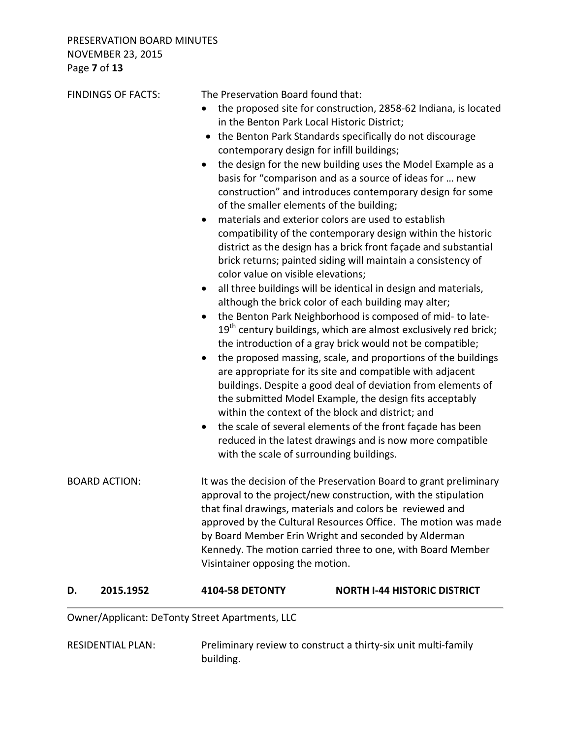FINDINGS OF FACTS: The Preservation Board found that:

- the proposed site for construction, 2858-62 Indiana, is located in the Benton Park Local Historic District;
- the Benton Park Standards specifically do not discourage contemporary design for infill buildings;
- the design for the new building uses the Model Example as a basis for "comparison and as a source of ideas for … new construction" and introduces contemporary design for some of the smaller elements of the building;
- materials and exterior colors are used to establish compatibility of the contemporary design within the historic district as the design has a brick front façade and substantial brick returns; painted siding will maintain a consistency of color value on visible elevations;
- all three buildings will be identical in design and materials, although the brick color of each building may alter;
- the Benton Park Neighborhood is composed of mid- to late-19th century buildings, which are almost exclusively red brick; the introduction of a gray brick would not be compatible;
- the proposed massing, scale, and proportions of the buildings are appropriate for its site and compatible with adjacent buildings. Despite a good deal of deviation from elements of the submitted Model Example, the design fits acceptably within the context of the block and district; and
- the scale of several elements of the front façade has been reduced in the latest drawings and is now more compatible with the scale of surrounding buildings.

BOARD ACTION: It was the decision of the Preservation Board to grant preliminary approval to the project/new construction, with the stipulation that final drawings, materials and colors be reviewed and approved by the Cultural Resources Office. The motion was made by Board Member Erin Wright and seconded by Alderman Kennedy. The motion carried three to one, with Board Member Visintainer opposing the motion.

## D. 2015.1952 4104-58 DETONTY NORTH I-44 HISTORIC DISTRICT

Owner/Applicant: DeTonty Street Apartments, LLC

RESIDENTIAL PLAN: Preliminary review to construct a thirty-six unit multi-family building.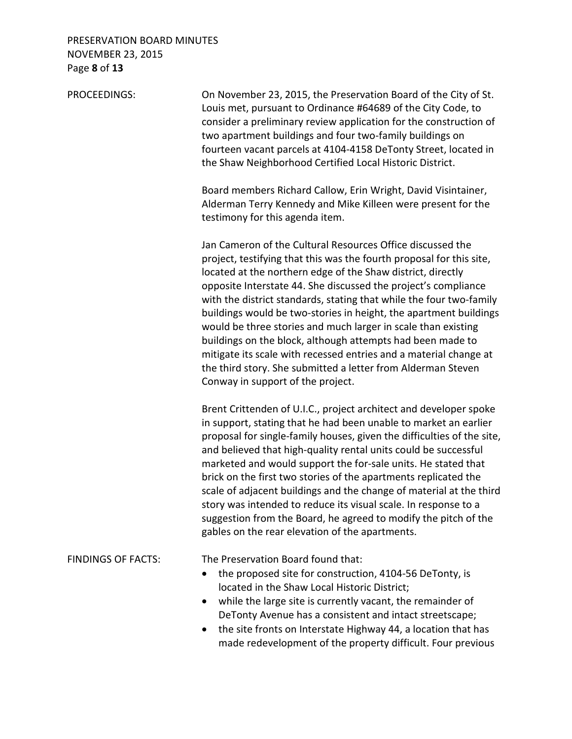PROCEEDINGS: On November 23, 2015, the Preservation Board of the City of St. Louis met, pursuant to Ordinance #64689 of the City Code, to consider a preliminary review application for the construction of two apartment buildings and four two-family buildings on fourteen vacant parcels at 4104-4158 DeTonty Street, located in the Shaw Neighborhood Certified Local Historic District.

Board members Richard Callow, Erin Wright, David Visintainer, Alderman Terry Kennedy and Mike Killeen were present for the testimony for this agenda item.

Jan Cameron of the Cultural Resources Office discussed the project, testifying that this was the fourth proposal for this site, located at the northern edge of the Shaw district, directly opposite Interstate 44. She discussed the project's compliance with the district standards, stating that while the four two-family buildings would be two-stories in height, the apartment buildings would be three stories and much larger in scale than existing buildings on the block, although attempts had been made to mitigate its scale with recessed entries and a material change at the third story. She submitted a letter from Alderman Steven Conway in support of the project.

Brent Crittenden of U.I.C., project architect and developer spoke in support, stating that he had been unable to market an earlier proposal for single-family houses, given the difficulties of the site, and believed that high-quality rental units could be successful marketed and would support the for-sale units. He stated that brick on the first two stories of the apartments replicated the scale of adjacent buildings and the change of material at the third story was intended to reduce its visual scale. In response to a suggestion from the Board, he agreed to modify the pitch of the gables on the rear elevation of the apartments.

FINDINGS OF FACTS: The Preservation Board found that:

- the proposed site for construction, 4104-56 DeTonty, is located in the Shaw Local Historic District;
- while the large site is currently vacant, the remainder of DeTonty Avenue has a consistent and intact streetscape;
- the site fronts on Interstate Highway 44, a location that has made redevelopment of the property difficult. Four previous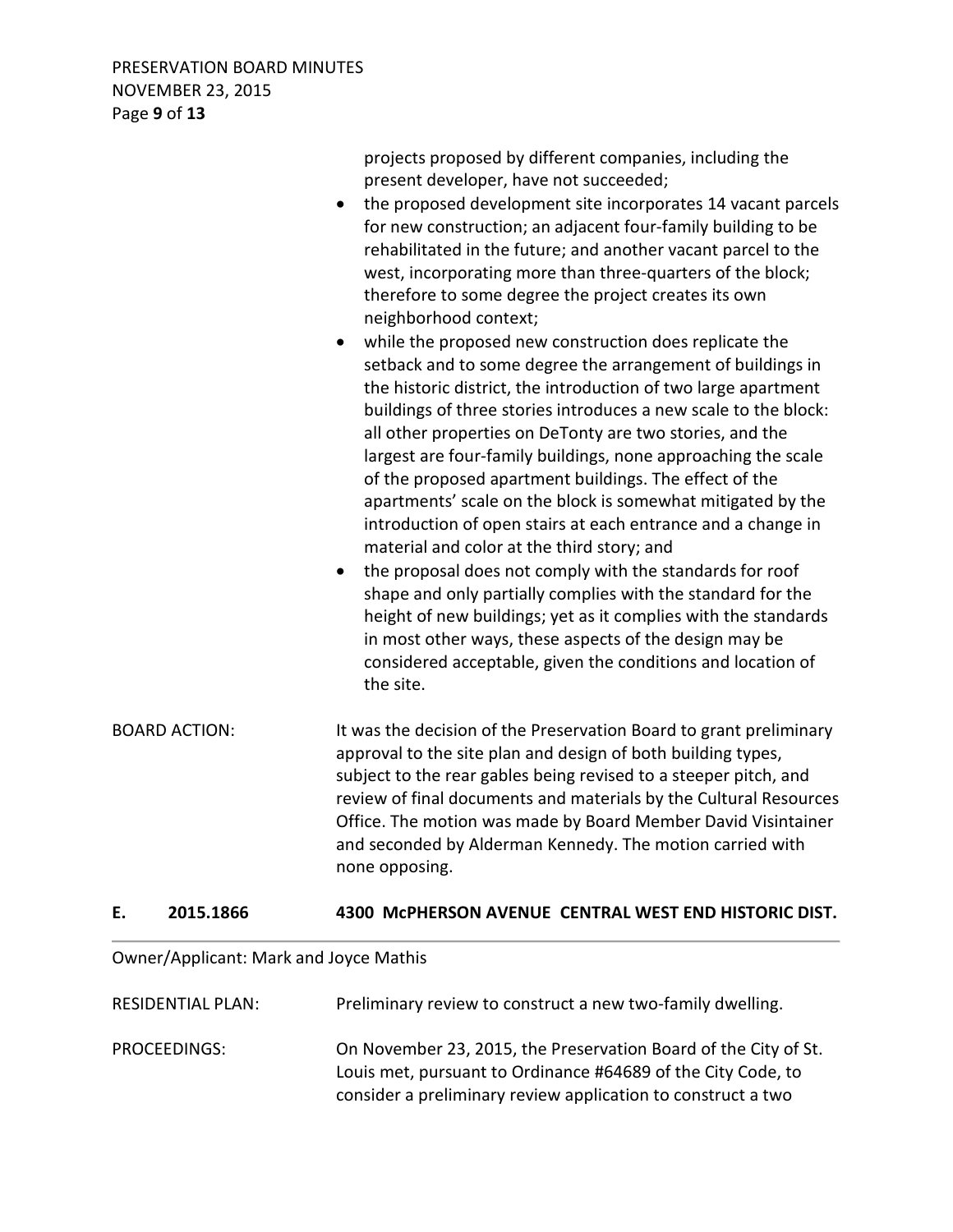projects proposed by different companies, including the present developer, have not succeeded;

- the proposed development site incorporates 14 vacant parcels for new construction; an adjacent four-family building to be rehabilitated in the future; and another vacant parcel to the west, incorporating more than three-quarters of the block; therefore to some degree the project creates its own neighborhood context;
- while the proposed new construction does replicate the setback and to some degree the arrangement of buildings in the historic district, the introduction of two large apartment buildings of three stories introduces a new scale to the block: all other properties on DeTonty are two stories, and the largest are four-family buildings, none approaching the scale of the proposed apartment buildings. The effect of the apartments' scale on the block is somewhat mitigated by the introduction of open stairs at each entrance and a change in material and color at the third story; and
- the proposal does not comply with the standards for roof shape and only partially complies with the standard for the height of new buildings; yet as it complies with the standards in most other ways, these aspects of the design may be considered acceptable, given the conditions and location of the site.

BOARD ACTION: It was the decision of the Preservation Board to grant preliminary approval to the site plan and design of both building types, subject to the rear gables being revised to a steeper pitch, and review of final documents and materials by the Cultural Resources Office. The motion was made by Board Member David Visintainer and seconded by Alderman Kennedy. The motion carried with none opposing.

## E. 2015.1866 4300 McPHERSON AVENUE CENTRAL WEST END HISTORIC DIST.

Owner/Applicant: Mark and Joyce Mathis

RESIDENTIAL PLAN: Preliminary review to construct a new two-family dwelling.

PROCEEDINGS: On November 23, 2015, the Preservation Board of the City of St. Louis met, pursuant to Ordinance #64689 of the City Code, to consider a preliminary review application to construct a two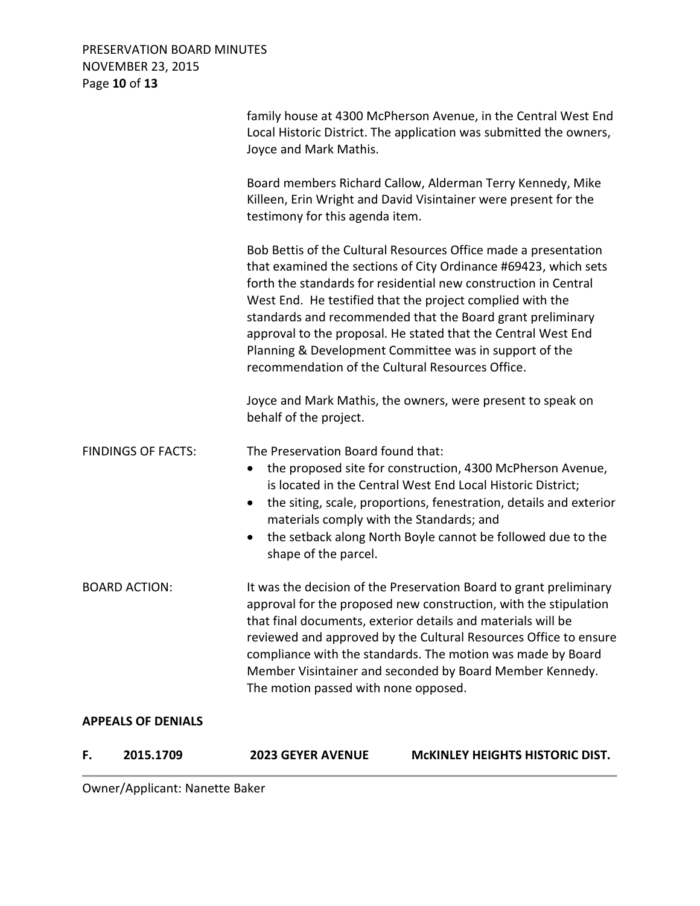family house at 4300 McPherson Avenue, in the Central West End Local Historic District. The application was submitted the owners, Joyce and Mark Mathis.

Board members Richard Callow, Alderman Terry Kennedy, Mike Killeen, Erin Wright and David Visintainer were present for the testimony for this agenda item.

Bob Bettis of the Cultural Resources Office made a presentation that examined the sections of City Ordinance #69423, which sets forth the standards for residential new construction in Central West End. He testified that the project complied with the standards and recommended that the Board grant preliminary approval to the proposal. He stated that the Central West End Planning & Development Committee was in support of the recommendation of the Cultural Resources Office.

Joyce and Mark Mathis, the owners, were present to speak on behalf of the project.

FINDINGS OF FACTS: The Preservation Board found that:

- the proposed site for construction, 4300 McPherson Avenue, is located in the Central West End Local Historic District;
- the siting, scale, proportions, fenestration, details and exterior materials comply with the Standards; and
- the setback along North Boyle cannot be followed due to the shape of the parcel.

BOARD ACTION: It was the decision of the Preservation Board to grant preliminary approval for the proposed new construction, with the stipulation that final documents, exterior details and materials will be reviewed and approved by the Cultural Resources Office to ensure compliance with the standards. The motion was made by Board Member Visintainer and seconded by Board Member Kennedy. The motion passed with none opposed.

**APPEALS OF DENIALS**

**F. 2015.1709 2023 GEYER AVENUE McKINLEY HEIGHTS HISTORIC DIST.**

Owner/Applicant: Nanette Baker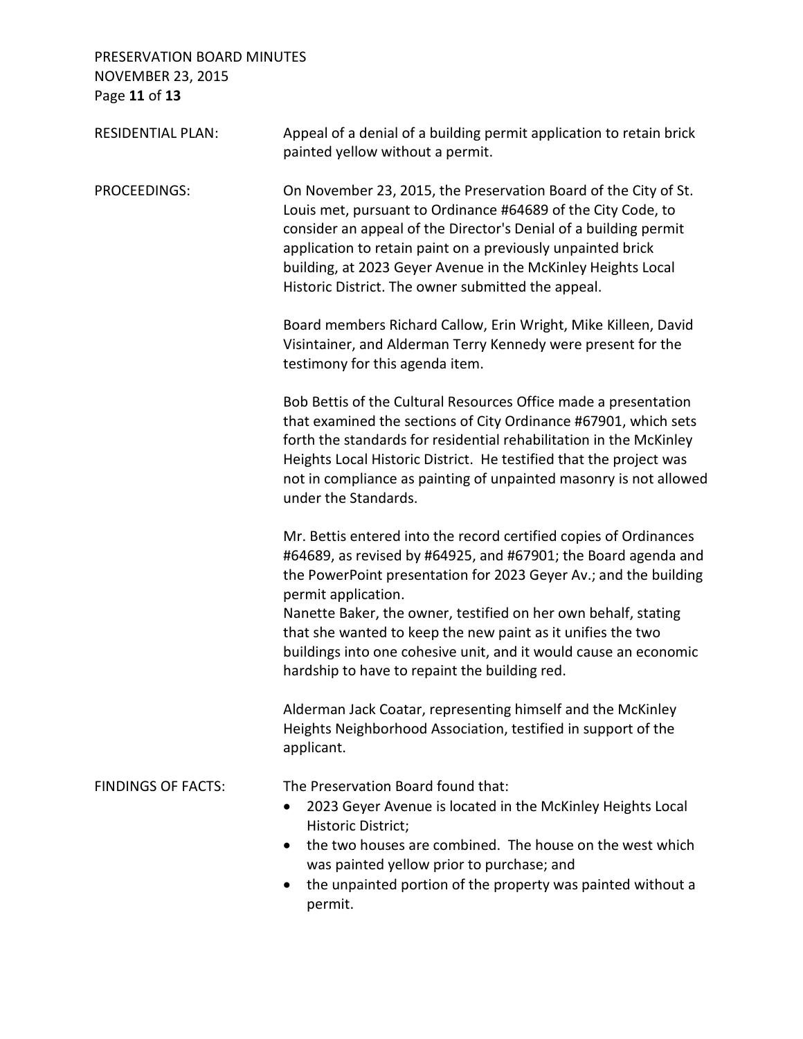**RESIDENTIAL PLAN:** Appeal of a denial of a building permit application to retain brick painted yellow without a permit.

**PROCEEDINGS:** On November 23, 2015, the Preservation Board of the City of St. Louis met, pursuant to Ordinance #64689 of the City Code, to consider an appeal of the Director's Denial of a building permit application to retain paint on a previously unpainted brick building, at 2023 Geyer Avenue in the McKinley Heights Local Historic District. The owner submitted the appeal.

Board members Richard Callow, Erin Wright, Mike Killeen, David Visintainer, and Alderman Terry Kennedy were present for the testimony for this agenda item.

Bob Bettis of the Cultural Resources Office made a presentation that examined the sections of City Ordinance #67901, which sets forth the standards for residential rehabilitation in the McKinley Heights Local Historic District. He testified that the project was not in compliance as painting of unpainted masonry is not allowed under the Standards.

Mr. Bettis entered into the record certified copies of Ordinances #64689, as revised by #64925, and #67901; the Board agenda and the PowerPoint presentation for 2023 Geyer Av.; and the building permit application.

Nanette Baker, the owner, testified on her own behalf, stating that she wanted to keep the new paint as it unifies the two buildings into one cohesive unit, and it would cause an economic hardship to have to repaint the building red.

Alderman Jack Coatar, representing himself and the McKinley Heights Neighborhood Association, testified in support of the applicant.

**FINDINGS OF FACTS:** The Preservation Board found that:

- 2023 Geyer Avenue is located in the McKinley Heights Local Historic District;
- the two houses are combined. The house on the west which was painted yellow prior to purchase; and
- the unpainted portion of the property was painted without a permit.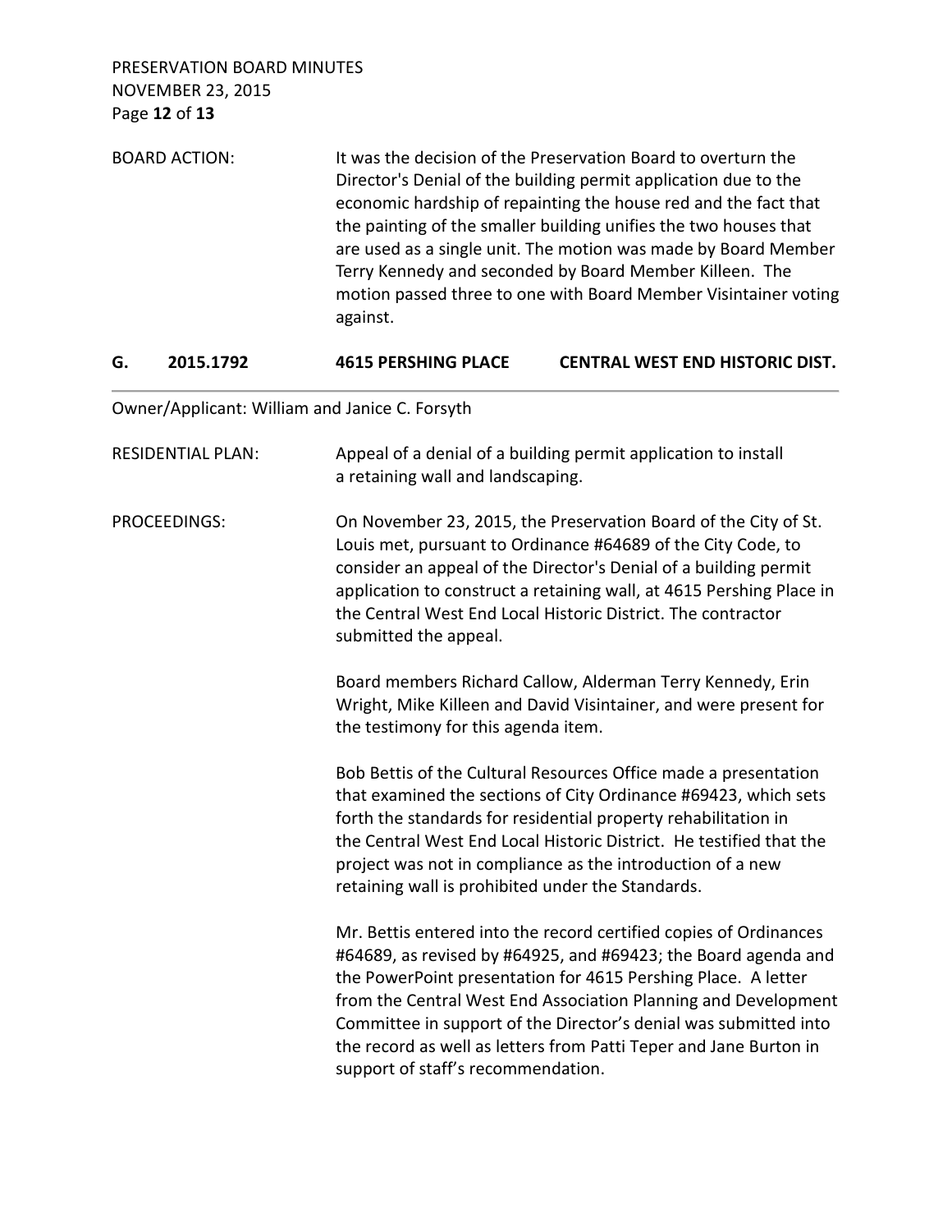BOARD ACTION: It was the decision of the Preservation Board to overturn the Director's Denial of the building permit application due to the economic hardship of repainting the house red and the fact that the painting of the smaller building unifies the two houses that are used as a single unit. The motion was made by Board Member Terry Kennedy and seconded by Board Member Killeen. The motion passed three to one with Board Member Visintainer voting against.

## G. 2015.1792 4615 PERSHING PLACE CENTRAL WEST END HISTORIC DIST.

Owner/Applicant: William and Janice C. Forsyth

RESIDENTIAL PLAN: Appeal of a denial of a building permit application to install a retaining wall and landscaping.

PROCEEDINGS: On November 23, 2015, the Preservation Board of the City of St. Louis met, pursuant to Ordinance #64689 of the City Code, to consider an appeal of the Director's Denial of a building permit application to construct a retaining wall, at 4615 Pershing Place in the Central West End Local Historic District. The contractor submitted the appeal.

Board members Richard Callow, Alderman Terry Kennedy, Erin Wright, Mike Killeen and David Visintainer, and were present for the testimony for this agenda item.

Bob Bettis of the Cultural Resources Office made a presentation that examined the sections of City Ordinance #69423, which sets forth the standards for residential property rehabilitation in the Central West End Local Historic District. He testified that the project was not in compliance as the introduction of a new retaining wall is prohibited under the Standards.

Mr. Bettis entered into the record certified copies of Ordinances #64689, as revised by #64925, and #69423; the Board agenda and the PowerPoint presentation for 4615 Pershing Place. A letter from the Central West End Association Planning and Development Committee in support of the Director's denial was submitted into the record as well as letters from Patti Teper and Jane Burton in support of staff's recommendation.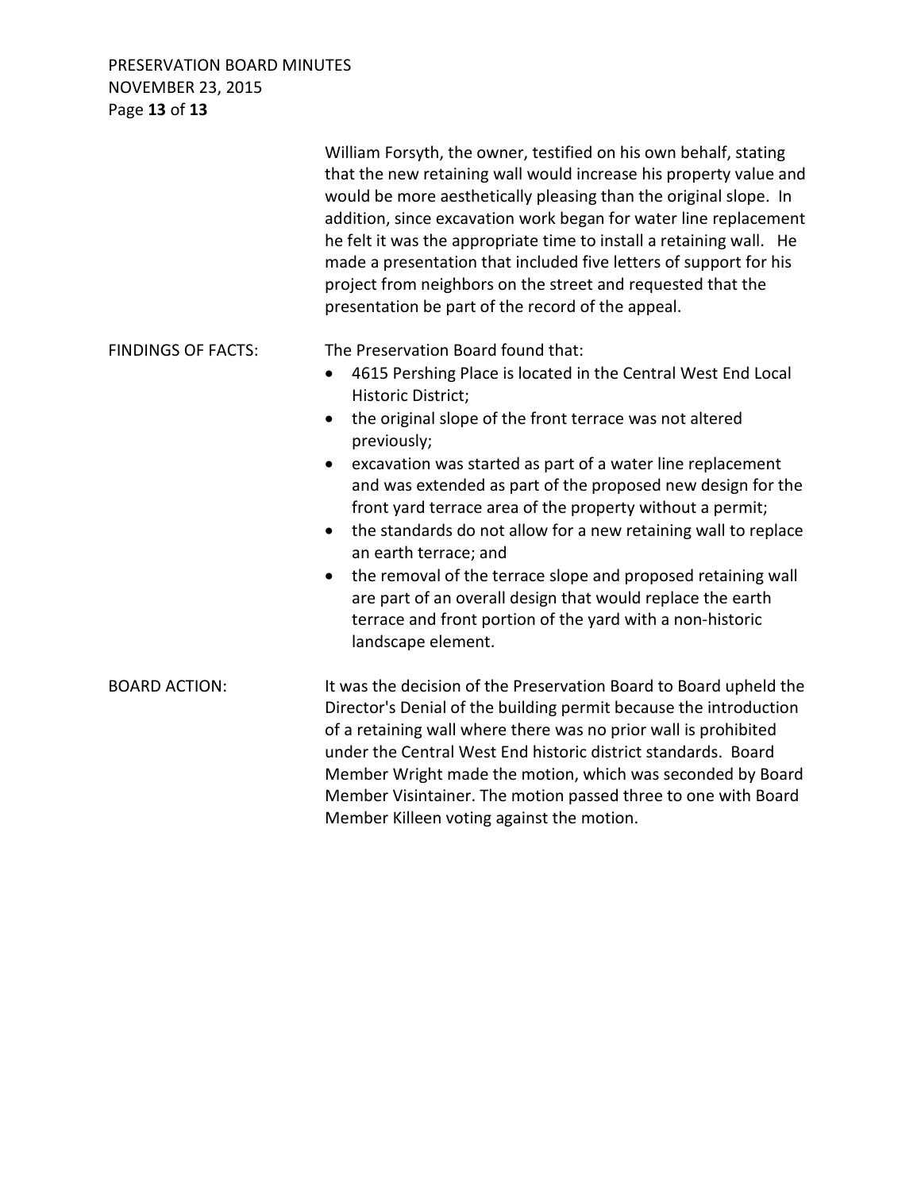William Forsyth, the owner, testified on his own behalf, stating that the new retaining wall would increase his property value and would be more aesthetically pleasing than the original slope. In addition, since excavation work began for water line replacement he felt it was the appropriate time to install a retaining wall. He made a presentation that included five letters of support for his project from neighbors on the street and requested that the presentation be part of the record of the appeal.

FINDINGS OF FACTS: The Preservation Board found that:

- 4615 Pershing Place is located in the Central West End Local Historic District;
- the original slope of the front terrace was not altered previously;
- excavation was started as part of a water line replacement and was extended as part of the proposed new design for the front yard terrace area of the property without a permit;
- the standards do not allow for a new retaining wall to replace an earth terrace; and
- the removal of the terrace slope and proposed retaining wall are part of an overall design that would replace the earth terrace and front portion of the yard with a non-historic landscape element.

BOARD ACTION: It was the decision of the Preservation Board to Board upheld the Director's Denial of the building permit because the introduction of a retaining wall where there was no prior wall is prohibited under the Central West End historic district standards. Board Member Wright made the motion, which was seconded by Board Member Visintainer. The motion passed three to one with Board Member Killeen voting against the motion.